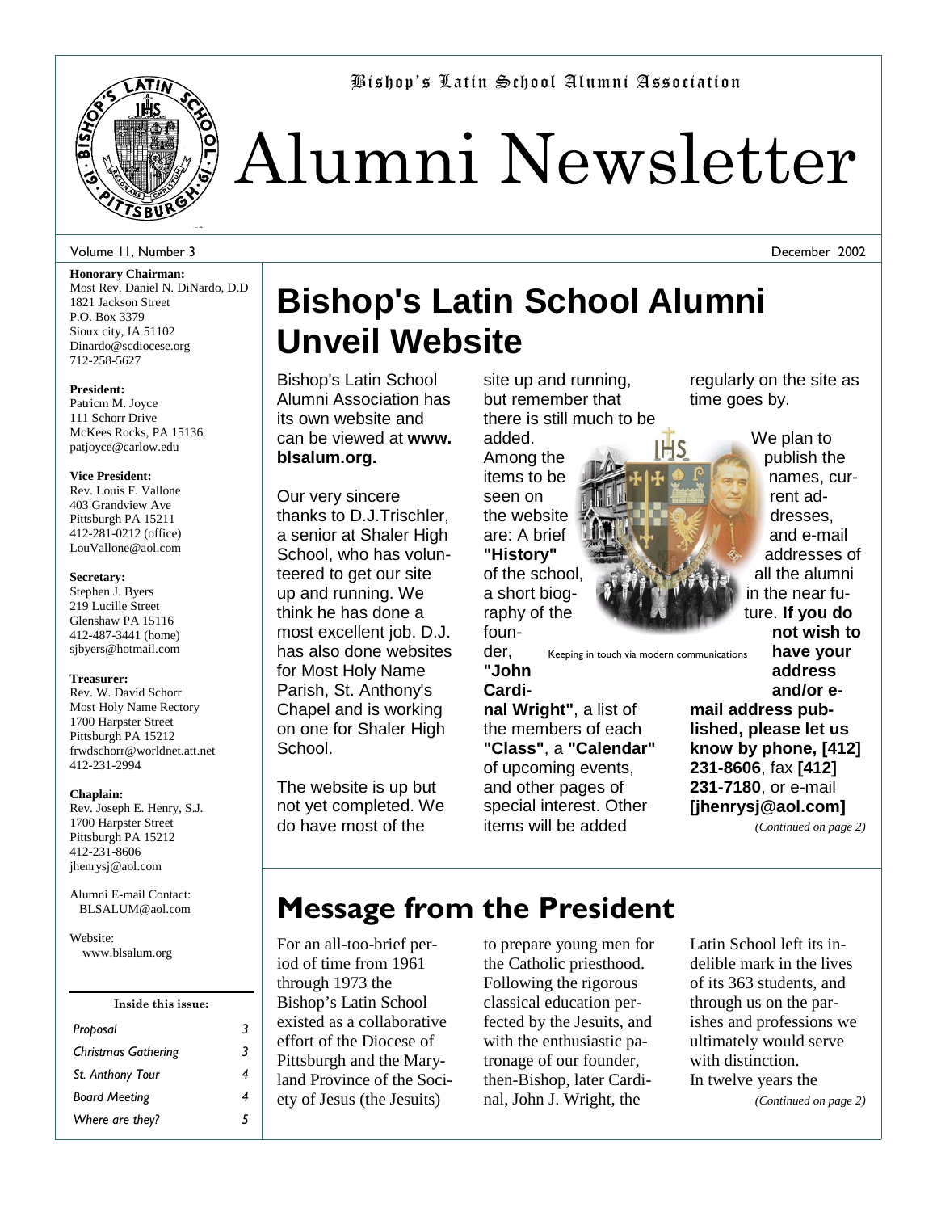Bishop's Latin School Alumni Association

# Alumni Newsletter

Volume 11, Number 3 — December 2002

**Honorary Chairman:**
Most Rev. Daniel N. DiNardo, D.D
1821 Jackson Street
P.O. Box 3379
Sioux city, IA 51102
Dinardo@scdiocese.org
712-258-5627

**President:**
Patricm M. Joyce
111 Schorr Drive
McKees Rocks, PA 15136
patjoyce@carlow.edu

**Vice President:**
Rev. Louis F. Vallone
403 Grandview Ave
Pittsburgh PA 15211
412-281-0212 (office)
LouVallone@aol.com

**Secretary:**
Stephen J. Byers
219 Lucille Street
Glenshaw PA 15116
412-487-3441 (home)
sjbyers@hotmail.com

**Treasurer:**
Rev. W. David Schorr
Most Holy Name Rectory
1700 Harpster Street
Pittsburgh PA 15212
frwdschorr@worldnet.att.net
412-231-2994

**Chaplain:**
Rev. Joseph E. Henry, S.J.
1700 Harpster Street
Pittsburgh PA 15212
412-231-8606
jhenrysj@aol.com

Alumni E-mail Contact:
BLSALUM@aol.com

Website:
www.blsalum.org

**Inside this issue:**

| | |
|---|---|
| *Proposal* | 3 |
| *Christmas Gathering* | 3 |
| *St. Anthony Tour* | 4 |
| *Board Meeting* | 4 |
| *Where are they?* | 5 |

# Bishop's Latin School Alumni Unveil Website

Bishop's Latin School Alumni Association has its own website and can be viewed at **www.blsalum.org.**

Our very sincere thanks to D.J.Trischler, a senior at Shaler High School, who has volunteered to get our site up and running. We think he has done a most excellent job. D.J. has also done websites for Most Holy Name Parish, St. Anthony's Chapel and is working on one for Shaler High School.

The website is up but not yet completed. We do have most of the site up and running, but remember that there is still much to be added. Among the items to be seen on the website are: A brief **"History"** of the school, a short biography of the founder, **"John Cardinal Wright"**, a list of the members of each **"Class"**, a **"Calendar"** of upcoming events, and other pages of special interest. Other items will be added regularly on the site as time goes by.

Keeping in touch via modern communications

We plan to publish the names, current addresses, and e-mail addresses of all the alumni in the near future. **If you do not wish to have your address and/or e-mail address published, please let us know by phone, [412] 231-8606**, fax **[412] 231-7180**, or e-mail **[jhenrysj@aol.com]**

*(Continued on page 2)*

# Message from the President

For an all-too-brief period of time from 1961 through 1973 the Bishop's Latin School existed as a collaborative effort of the Diocese of Pittsburgh and the Maryland Province of the Society of Jesus (the Jesuits) to prepare young men for the Catholic priesthood. Following the rigorous classical education perfected by the Jesuits, and with the enthusiastic patronage of our founder, then-Bishop, later Cardinal, John J. Wright, the Latin School left its indelible mark in the lives of its 363 students, and through us on the parishes and professions we ultimately would serve with distinction.

In twelve years the

*(Continued on page 2)*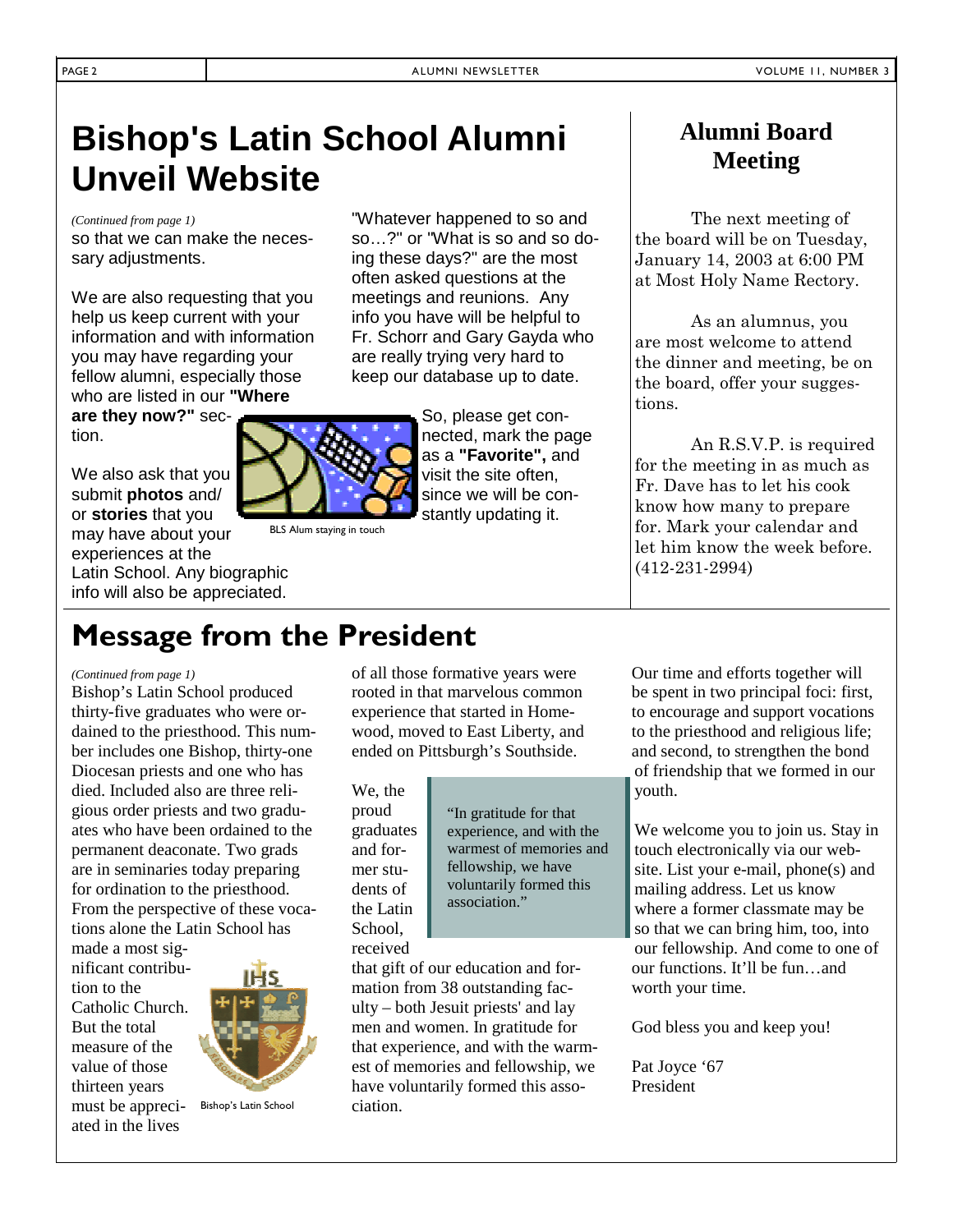# Bishop's Latin School Alumni Unveil Website

*(Continued from page 1)*
so that we can make the necessary adjustments.

We are also requesting that you help us keep current with your information and with information you may have regarding your fellow alumni, especially those who are listed in our **"Where are they now?"** section.

We also ask that you submit **photos** and/ or **stories** that you may have about your experiences at the Latin School. Any biographic info will also be appreciated.

"Whatever happened to so and so…?" or "What is so and so doing these days?" are the most often asked questions at the meetings and reunions. Any info you have will be helpful to Fr. Schorr and Gary Gayda who are really trying very hard to keep our database up to date.

So, please get connected, mark the page as a **"Favorite",** and visit the site often, since we will be constantly updating it.

BLS Alum staying in touch

## Alumni Board Meeting

The next meeting of the board will be on Tuesday, January 14, 2003 at 6:00 PM at Most Holy Name Rectory.

As an alumnus, you are most welcome to attend the dinner and meeting, be on the board, offer your suggestions.

An R.S.V.P. is required for the meeting in as much as Fr. Dave has to let his cook know how many to prepare for. Mark your calendar and let him know the week before. (412-231-2994)

# Message from the President

*(Continued from page 1)*
Bishop's Latin School produced thirty-five graduates who were ordained to the priesthood. This number includes one Bishop, thirty-one Diocesan priests and one who has died. Included also are three religious order priests and two graduates who have been ordained to the permanent deaconate. Two grads are in seminaries today preparing for ordination to the priesthood. From the perspective of these vocations alone the Latin School has made a most significant contribution to the Catholic Church. But the total measure of the value of those thirteen years must be appreciated in the lives of all those formative years were rooted in that marvelous common experience that started in Homewood, moved to East Liberty, and ended on Pittsburgh's Southside.

Bishop's Latin School

We, the proud graduates and former students of the Latin School, received that gift of our education and formation from 38 outstanding faculty – both Jesuit priests' and lay men and women. In gratitude for that experience, and with the warmest of memories and fellowship, we have voluntarily formed this association.

> "In gratitude for that experience, and with the warmest of memories and fellowship, we have voluntarily formed this association."

Our time and efforts together will be spent in two principal foci: first, to encourage and support vocations to the priesthood and religious life; and second, to strengthen the bond of friendship that we formed in our youth.

We welcome you to join us. Stay in touch electronically via our website. List your e-mail, phone(s) and mailing address. Let us know where a former classmate may be so that we can bring him, too, into our fellowship. And come to one of our functions. It'll be fun…and worth your time.

God bless you and keep you!

Pat Joyce '67
President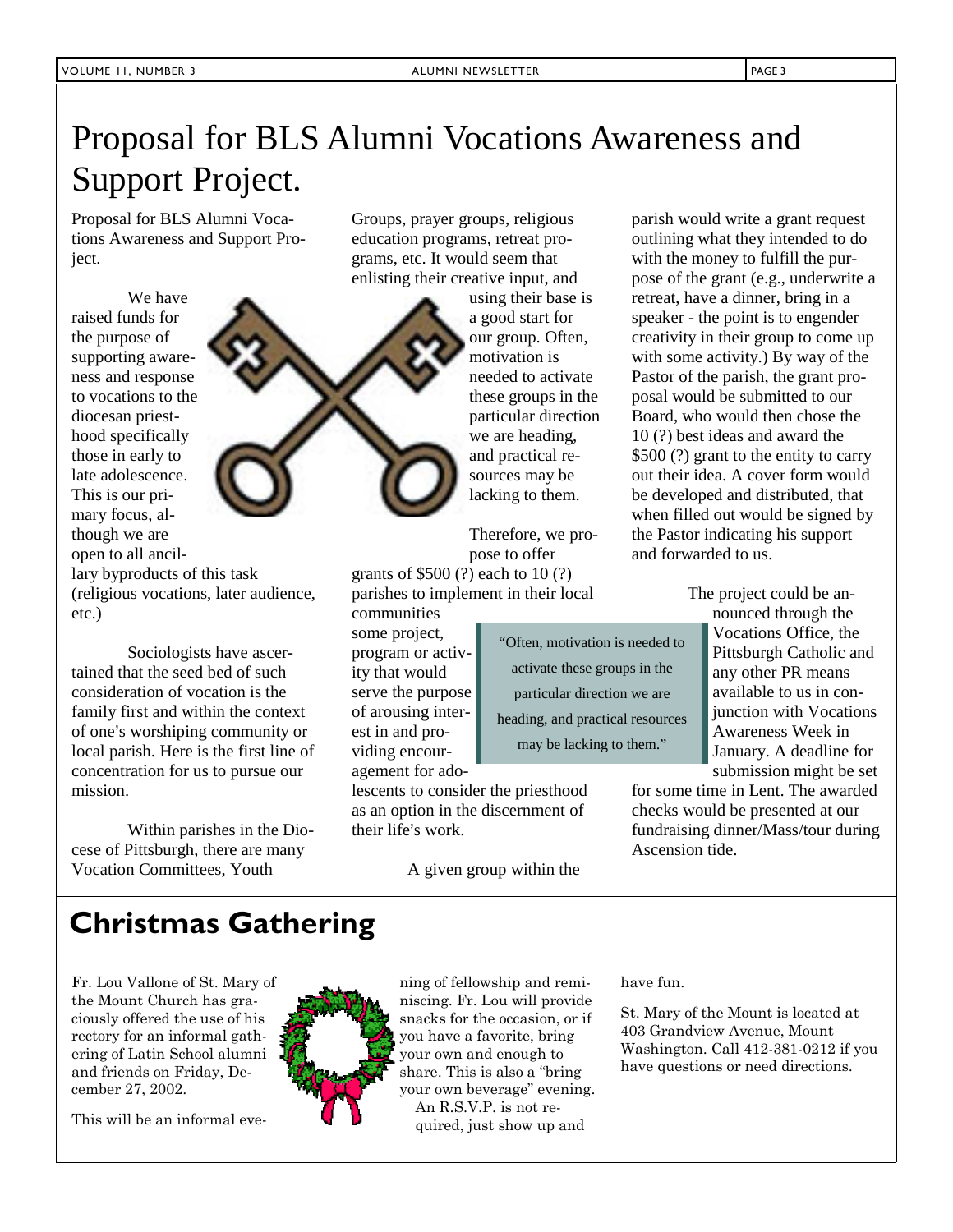# Proposal for BLS Alumni Vocations Awareness and Support Project.

Proposal for BLS Alumni Vocations Awareness and Support Project.

We have raised funds for the purpose of supporting awareness and response to vocations to the diocesan priesthood specifically those in early to late adolescence. This is our primary focus, although we are open to all ancillary byproducts of this task (religious vocations, later audience, etc.)

Sociologists have ascertained that the seed bed of such consideration of vocation is the family first and within the context of one's worshiping community or local parish. Here is the first line of concentration for us to pursue our mission.

Within parishes in the Diocese of Pittsburgh, there are many Vocation Committees, Youth Groups, prayer groups, religious education programs, retreat programs, etc. It would seem that enlisting their creative input, and using their base is a good start for our group. Often, motivation is needed to activate these groups in the particular direction we are heading, and practical resources may be lacking to them.

Therefore, we propose to offer grants of $500 (?) each to 10 (?) parishes to implement in their local communities some project, program or activity that would serve the purpose of arousing interest in and providing encouragement for adolescents to consider the priesthood as an option in the discernment of their life's work.

> "Often, motivation is needed to activate these groups in the particular direction we are heading, and practical resources may be lacking to them."

A given group within the parish would write a grant request outlining what they intended to do with the money to fulfill the purpose of the grant (e.g., underwrite a retreat, have a dinner, bring in a speaker - the point is to engender creativity in their group to come up with some activity.) By way of the Pastor of the parish, the grant proposal would be submitted to our Board, who would then chose the 10 (?) best ideas and award the $500 (?) grant to the entity to carry out their idea. A cover form would be developed and distributed, that when filled out would be signed by the Pastor indicating his support and forwarded to us.

The project could be announced through the Vocations Office, the Pittsburgh Catholic and any other PR means available to us in conjunction with Vocations Awareness Week in January. A deadline for submission might be set for some time in Lent. The awarded checks would be presented at our fundraising dinner/Mass/tour during Ascension tide.

## Christmas Gathering

Fr. Lou Vallone of St. Mary of the Mount Church has graciously offered the use of his rectory for an informal gathering of Latin School alumni and friends on Friday, December 27, 2002.

This will be an informal evening of fellowship and reminiscing. Fr. Lou will provide snacks for the occasion, or if you have a favorite, bring your own and enough to share. This is also a "bring your own beverage" evening. An R.S.V.P. is not required, just show up and have fun.

St. Mary of the Mount is located at 403 Grandview Avenue, Mount Washington. Call 412-381-0212 if you have questions or need directions.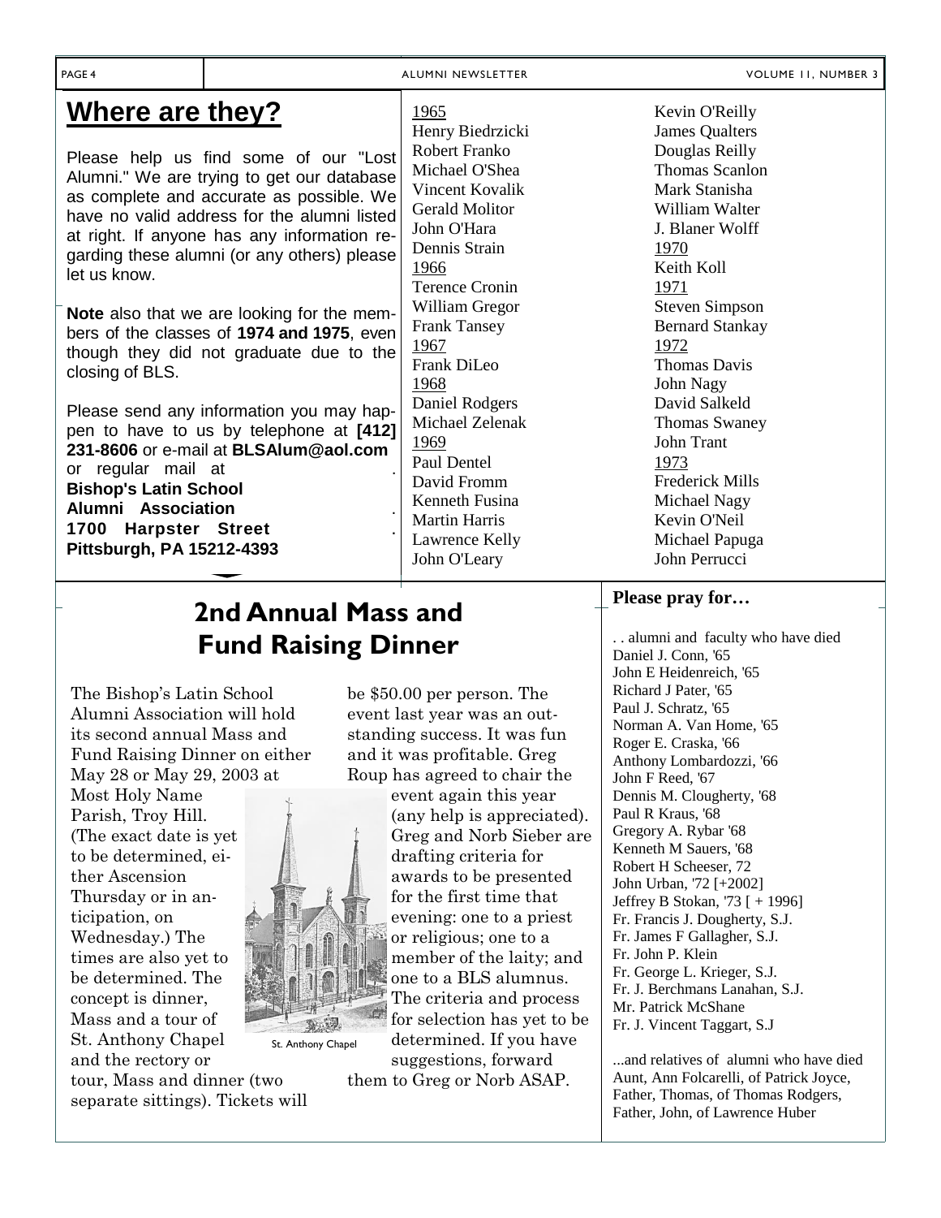## Where are they?

Please help us find some of our "Lost Alumni." We are trying to get our database as complete and accurate as possible. We have no valid address for the alumni listed at right. If anyone has any information regarding these alumni (or any others) please let us know.

**Note** also that we are looking for the members of the classes of **1974 and 1975**, even though they did not graduate due to the closing of BLS.

Please send any information you may happen to have to us by telephone at **[412] 231-8606** or e-mail at **BLSAlum@aol.com** or regular mail at
**Bishop's Latin School**
**Alumni Association**
**1700 Harpster Street**
**Pittsburgh, PA 15212-4393**

1965
Henry Biedrzicki
Robert Franko
Michael O'Shea
Vincent Kovalik
Gerald Molitor
John O'Hara
Dennis Strain
1966
Terence Cronin
William Gregor
Frank Tansey
1967
Frank DiLeo
1968
Daniel Rodgers
Michael Zelenak
1969
Paul Dentel
David Fromm
Kenneth Fusina
Martin Harris
Lawrence Kelly
John O'Leary
Kevin O'Reilly
James Qualters
Douglas Reilly
Thomas Scanlon
Mark Stanisha
William Walter
J. Blaner Wolff
1970
Keith Koll
1971
Steven Simpson
Bernard Stankay
1972
Thomas Davis
John Nagy
David Salkeld
Thomas Swaney
John Trant
1973
Frederick Mills
Michael Nagy
Kevin O'Neil
Michael Papuga
John Perrucci

## 2nd Annual Mass and Fund Raising Dinner

The Bishop's Latin School Alumni Association will hold its second annual Mass and Fund Raising Dinner on either May 28 or May 29, 2003 at Most Holy Name Parish, Troy Hill. (The exact date is yet to be determined, either Ascension Thursday or in anticipation, on Wednesday.) The times are also yet to be determined. The concept is dinner, Mass and a tour of St. Anthony Chapel and the rectory or tour, Mass and dinner (two separate sittings). Tickets will be $50.00 per person. The event last year was an outstanding success. It was fun and it was profitable. Greg Roup has agreed to chair the event again this year (any help is appreciated). Greg and Norb Sieber are drafting criteria for awards to be presented for the first time that evening: one to a priest or religious; one to a member of the laity; and one to a BLS alumnus. The criteria and process for selection has yet to be determined. If you have suggestions, forward them to Greg or Norb ASAP.

St. Anthony Chapel

### Please pray for…

. . alumni and faculty who have died
Daniel J. Conn, '65
John E Heidenreich, '65
Richard J Pater, '65
Paul J. Schratz, '65
Norman A. Van Home, '65
Roger E. Craska, '66
Anthony Lombardozzi, '66
John F Reed, '67
Dennis M. Clougherty, '68
Paul R Kraus, '68
Gregory A. Rybar '68
Kenneth M Sauers, '68
Robert H Scheeser, 72
John Urban, '72 [+2002]
Jeffrey B Stokan, '73 [ + 1996]
Fr. Francis J. Dougherty, S.J.
Fr. James F Gallagher, S.J.
Fr. John P. Klein
Fr. George L. Krieger, S.J.
Fr. J. Berchmans Lanahan, S.J.
Mr. Patrick McShane
Fr. J. Vincent Taggart, S.J

...and relatives of alumni who have died
Aunt, Ann Folcarelli, of Patrick Joyce,
Father, Thomas, of Thomas Rodgers,
Father, John, of Lawrence Huber